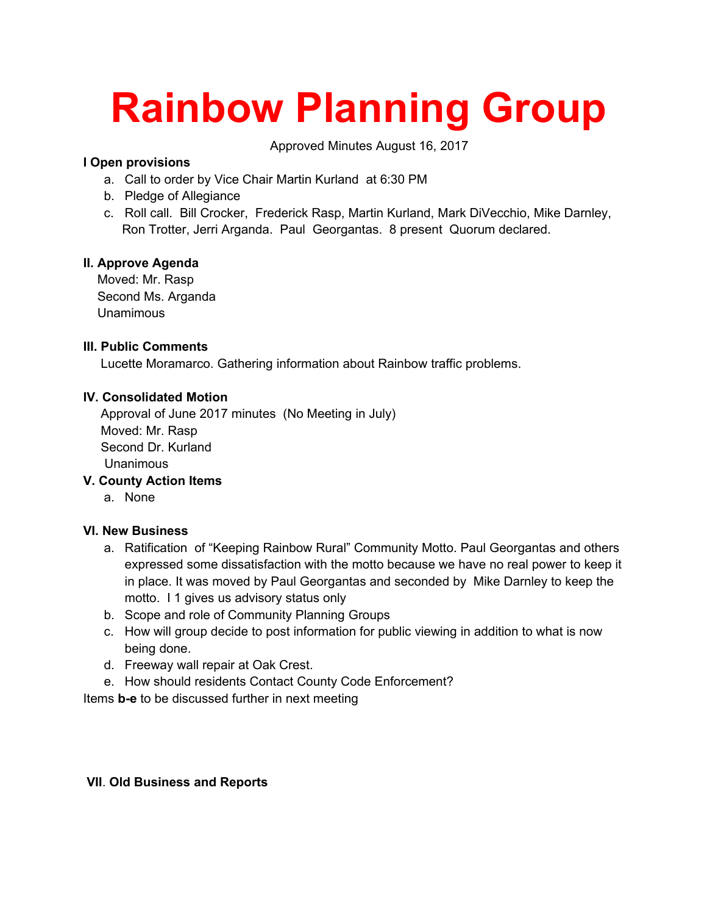# Rainbow Planning Group

Approved Minutes August 16, 2017

**I Open provisions**

a. Call to order by Vice Chair Martin Kurland at 6:30 PM
b. Pledge of Allegiance
c. Roll call. Bill Crocker, Frederick Rasp, Martin Kurland, Mark DiVecchio, Mike Darnley, Ron Trotter, Jerri Arganda. Paul Georgantas. 8 present Quorum declared.

**II. Approve Agenda**

Moved: Mr. Rasp
Second Ms. Arganda
Unamimous

**III. Public Comments**

Lucette Moramarco. Gathering information about Rainbow traffic problems.

**IV. Consolidated Motion**

Approval of June 2017 minutes (No Meeting in July)
Moved: Mr. Rasp
Second Dr. Kurland
Unanimous

**V. County Action Items**

a. None

**VI. New Business**

a. Ratification of "Keeping Rainbow Rural" Community Motto. Paul Georgantas and others expressed some dissatisfaction with the motto because we have no real power to keep it in place. It was moved by Paul Georgantas and seconded by Mike Darnley to keep the motto. I 1 gives us advisory status only
b. Scope and role of Community Planning Groups
c. How will group decide to post information for public viewing in addition to what is now being done.
d. Freeway wall repair at Oak Crest.
e. How should residents Contact County Code Enforcement?

Items **b-e** to be discussed further in next meeting

**VII. Old Business and Reports**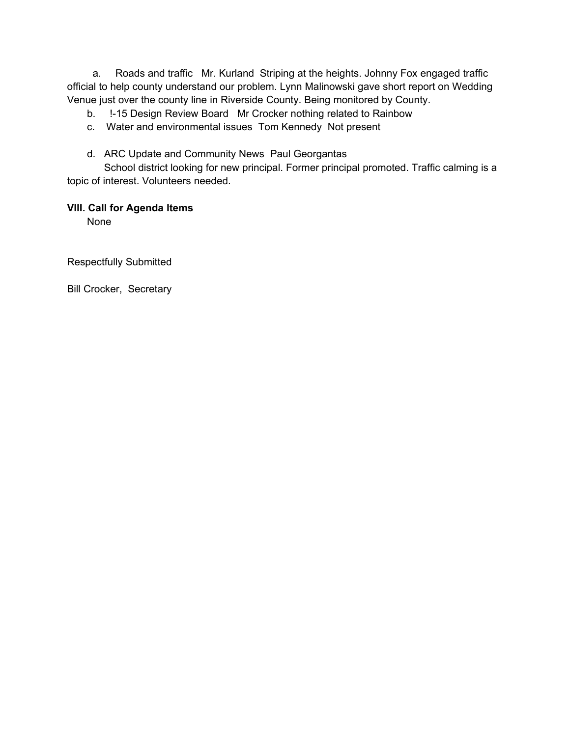a. Roads and traffic Mr. Kurland Striping at the heights. Johnny Fox engaged traffic official to help county understand our problem. Lynn Malinowski gave short report on Wedding Venue just over the county line in Riverside County. Being monitored by County.

b. !-15 Design Review Board Mr Crocker nothing related to Rainbow

c. Water and environmental issues Tom Kennedy Not present

d. ARC Update and Community News Paul Georgantas

School district looking for new principal. Former principal promoted. Traffic calming is a topic of interest. Volunteers needed.

**VIII. Call for Agenda Items**

None

Respectfully Submitted

Bill Crocker, Secretary